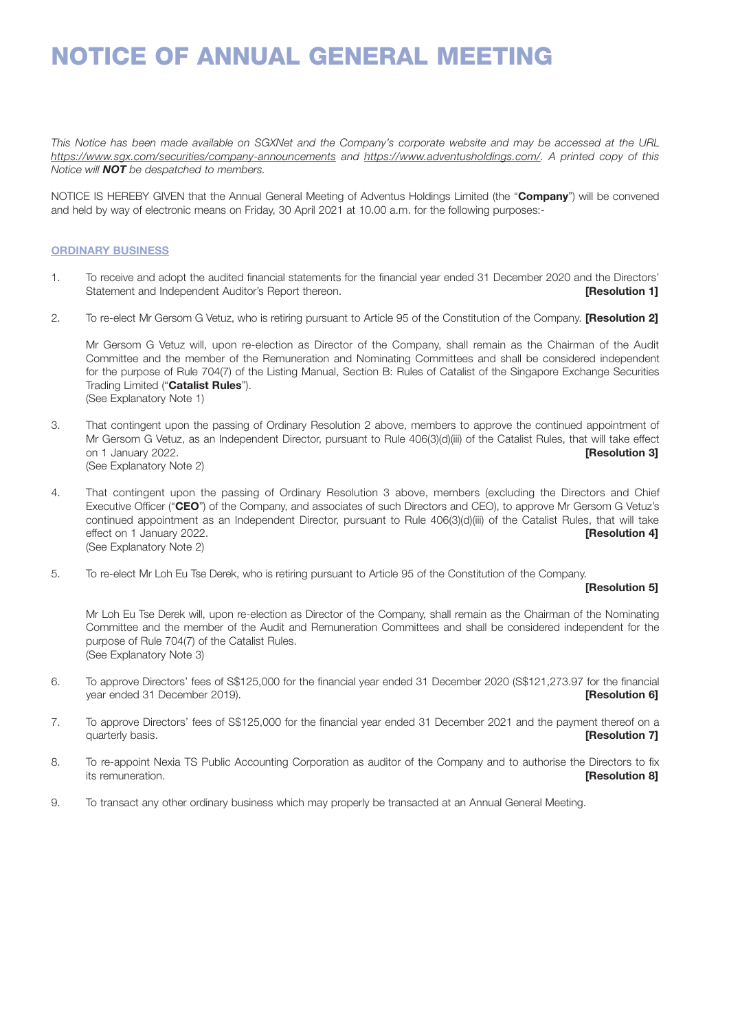# NOTICE OF ANNUAL GENERAL MEETING

*This Notice has been made available on SGXNet and the Company's corporate website and may be accessed at the URL https://www.sgx.com/securities/company-announcements and https://www.adventusholdings.com/. A printed copy of this Notice will **NOT** be despatched to members.*

NOTICE IS HEREBY GIVEN that the Annual General Meeting of Adventus Holdings Limited (the "**Company**") will be convened and held by way of electronic means on Friday, 30 April 2021 at 10.00 a.m. for the following purposes:-

## ORDINARY BUSINESS

1. To receive and adopt the audited financial statements for the financial year ended 31 December 2020 and the Directors' Statement and Independent Auditor's Report thereon. **[Resolution 1]**

2. To re-elect Mr Gersom G Vetuz, who is retiring pursuant to Article 95 of the Constitution of the Company. **[Resolution 2]**

   Mr Gersom G Vetuz will, upon re-election as Director of the Company, shall remain as the Chairman of the Audit Committee and the member of the Remuneration and Nominating Committees and shall be considered independent for the purpose of Rule 704(7) of the Listing Manual, Section B: Rules of Catalist of the Singapore Exchange Securities Trading Limited ("**Catalist Rules**").
   (See Explanatory Note 1)

3. That contingent upon the passing of Ordinary Resolution 2 above, members to approve the continued appointment of Mr Gersom G Vetuz, as an Independent Director, pursuant to Rule 406(3)(d)(iii) of the Catalist Rules, that will take effect on 1 January 2022. **[Resolution 3]**
   (See Explanatory Note 2)

4. That contingent upon the passing of Ordinary Resolution 3 above, members (excluding the Directors and Chief Executive Officer ("**CEO**") of the Company, and associates of such Directors and CEO), to approve Mr Gersom G Vetuz's continued appointment as an Independent Director, pursuant to Rule 406(3)(d)(iii) of the Catalist Rules, that will take effect on 1 January 2022. **[Resolution 4]**
   (See Explanatory Note 2)

5. To re-elect Mr Loh Eu Tse Derek, who is retiring pursuant to Article 95 of the Constitution of the Company. **[Resolution 5]**

   Mr Loh Eu Tse Derek will, upon re-election as Director of the Company, shall remain as the Chairman of the Nominating Committee and the member of the Audit and Remuneration Committees and shall be considered independent for the purpose of Rule 704(7) of the Catalist Rules.
   (See Explanatory Note 3)

6. To approve Directors' fees of S$125,000 for the financial year ended 31 December 2020 (S$121,273.97 for the financial year ended 31 December 2019). **[Resolution 6]**

7. To approve Directors' fees of S$125,000 for the financial year ended 31 December 2021 and the payment thereof on a quarterly basis. **[Resolution 7]**

8. To re-appoint Nexia TS Public Accounting Corporation as auditor of the Company and to authorise the Directors to fix its remuneration. **[Resolution 8]**

9. To transact any other ordinary business which may properly be transacted at an Annual General Meeting.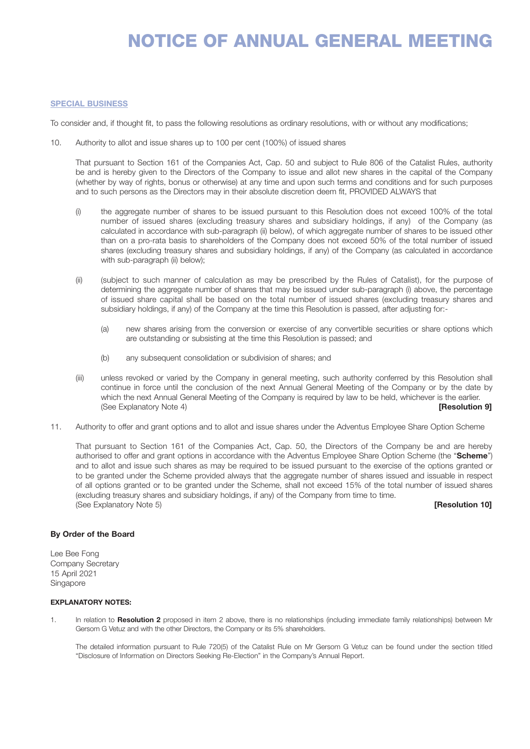# NOTICE OF ANNUAL GENERAL MEETING

**SPECIAL BUSINESS**

To consider and, if thought fit, to pass the following resolutions as ordinary resolutions, with or without any modifications;

10. Authority to allot and issue shares up to 100 per cent (100%) of issued shares

    That pursuant to Section 161 of the Companies Act, Cap. 50 and subject to Rule 806 of the Catalist Rules, authority be and is hereby given to the Directors of the Company to issue and allot new shares in the capital of the Company (whether by way of rights, bonus or otherwise) at any time and upon such terms and conditions and for such purposes and to such persons as the Directors may in their absolute discretion deem fit, PROVIDED ALWAYS that

    (i) the aggregate number of shares to be issued pursuant to this Resolution does not exceed 100% of the total number of issued shares (excluding treasury shares and subsidiary holdings, if any) of the Company (as calculated in accordance with sub-paragraph (ii) below), of which aggregate number of shares to be issued other than on a pro-rata basis to shareholders of the Company does not exceed 50% of the total number of issued shares (excluding treasury shares and subsidiary holdings, if any) of the Company (as calculated in accordance with sub-paragraph (ii) below);

    (ii) (subject to such manner of calculation as may be prescribed by the Rules of Catalist), for the purpose of determining the aggregate number of shares that may be issued under sub-paragraph (i) above, the percentage of issued share capital shall be based on the total number of issued shares (excluding treasury shares and subsidiary holdings, if any) of the Company at the time this Resolution is passed, after adjusting for:-

        (a) new shares arising from the conversion or exercise of any convertible securities or share options which are outstanding or subsisting at the time this Resolution is passed; and

        (b) any subsequent consolidation or subdivision of shares; and

    (iii) unless revoked or varied by the Company in general meeting, such authority conferred by this Resolution shall continue in force until the conclusion of the next Annual General Meeting of the Company or by the date by which the next Annual General Meeting of the Company is required by law to be held, whichever is the earlier.
    (See Explanatory Note 4) **[Resolution 9]**

11. Authority to offer and grant options and to allot and issue shares under the Adventus Employee Share Option Scheme

    That pursuant to Section 161 of the Companies Act, Cap. 50, the Directors of the Company be and are hereby authorised to offer and grant options in accordance with the Adventus Employee Share Option Scheme (the "**Scheme**") and to allot and issue such shares as may be required to be issued pursuant to the exercise of the options granted or to be granted under the Scheme provided always that the aggregate number of shares issued and issuable in respect of all options granted or to be granted under the Scheme, shall not exceed 15% of the total number of issued shares (excluding treasury shares and subsidiary holdings, if any) of the Company from time to time.
    (See Explanatory Note 5) **[Resolution 10]**

**By Order of the Board**

Lee Bee Fong
Company Secretary
15 April 2021
Singapore

**EXPLANATORY NOTES:**

1. In relation to **Resolution 2** proposed in item 2 above, there is no relationships (including immediate family relationships) between Mr Gersom G Vetuz and with the other Directors, the Company or its 5% shareholders.

   The detailed information pursuant to Rule 720(5) of the Catalist Rule on Mr Gersom G Vetuz can be found under the section titled "Disclosure of Information on Directors Seeking Re-Election" in the Company's Annual Report.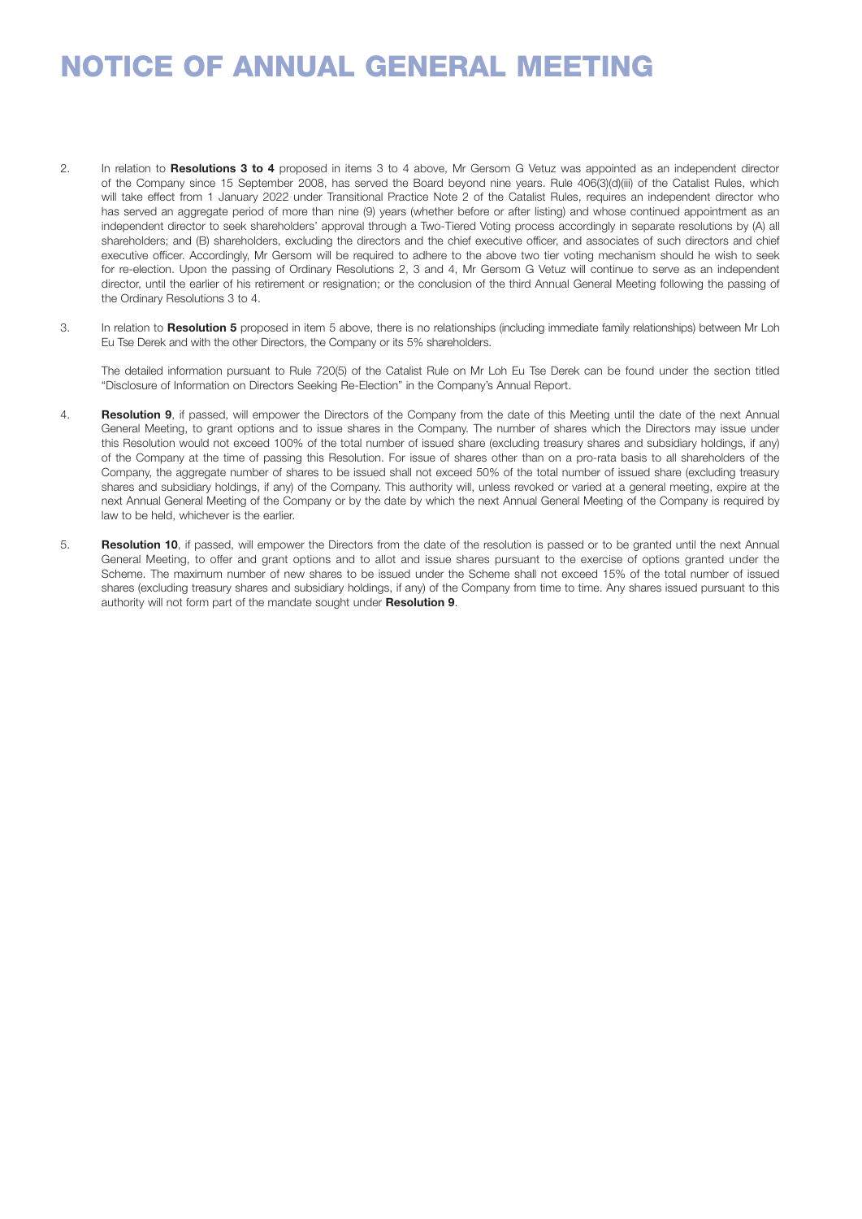# NOTICE OF ANNUAL GENERAL MEETING

2. In relation to **Resolutions 3 to 4** proposed in items 3 to 4 above, Mr Gersom G Vetuz was appointed as an independent director of the Company since 15 September 2008, has served the Board beyond nine years. Rule 406(3)(d)(iii) of the Catalist Rules, which will take effect from 1 January 2022 under Transitional Practice Note 2 of the Catalist Rules, requires an independent director who has served an aggregate period of more than nine (9) years (whether before or after listing) and whose continued appointment as an independent director to seek shareholders' approval through a Two-Tiered Voting process accordingly in separate resolutions by (A) all shareholders; and (B) shareholders, excluding the directors and the chief executive officer, and associates of such directors and chief executive officer. Accordingly, Mr Gersom will be required to adhere to the above two tier voting mechanism should he wish to seek for re-election. Upon the passing of Ordinary Resolutions 2, 3 and 4, Mr Gersom G Vetuz will continue to serve as an independent director, until the earlier of his retirement or resignation; or the conclusion of the third Annual General Meeting following the passing of the Ordinary Resolutions 3 to 4.

3. In relation to **Resolution 5** proposed in item 5 above, there is no relationships (including immediate family relationships) between Mr Loh Eu Tse Derek and with the other Directors, the Company or its 5% shareholders.

   The detailed information pursuant to Rule 720(5) of the Catalist Rule on Mr Loh Eu Tse Derek can be found under the section titled "Disclosure of Information on Directors Seeking Re-Election" in the Company's Annual Report.

4. **Resolution 9**, if passed, will empower the Directors of the Company from the date of this Meeting until the date of the next Annual General Meeting, to grant options and to issue shares in the Company. The number of shares which the Directors may issue under this Resolution would not exceed 100% of the total number of issued share (excluding treasury shares and subsidiary holdings, if any) of the Company at the time of passing this Resolution. For issue of shares other than on a pro-rata basis to all shareholders of the Company, the aggregate number of shares to be issued shall not exceed 50% of the total number of issued share (excluding treasury shares and subsidiary holdings, if any) of the Company. This authority will, unless revoked or varied at a general meeting, expire at the next Annual General Meeting of the Company or by the date by which the next Annual General Meeting of the Company is required by law to be held, whichever is the earlier.

5. **Resolution 10**, if passed, will empower the Directors from the date of the resolution is passed or to be granted until the next Annual General Meeting, to offer and grant options and to allot and issue shares pursuant to the exercise of options granted under the Scheme. The maximum number of new shares to be issued under the Scheme shall not exceed 15% of the total number of issued shares (excluding treasury shares and subsidiary holdings, if any) of the Company from time to time. Any shares issued pursuant to this authority will not form part of the mandate sought under **Resolution 9**.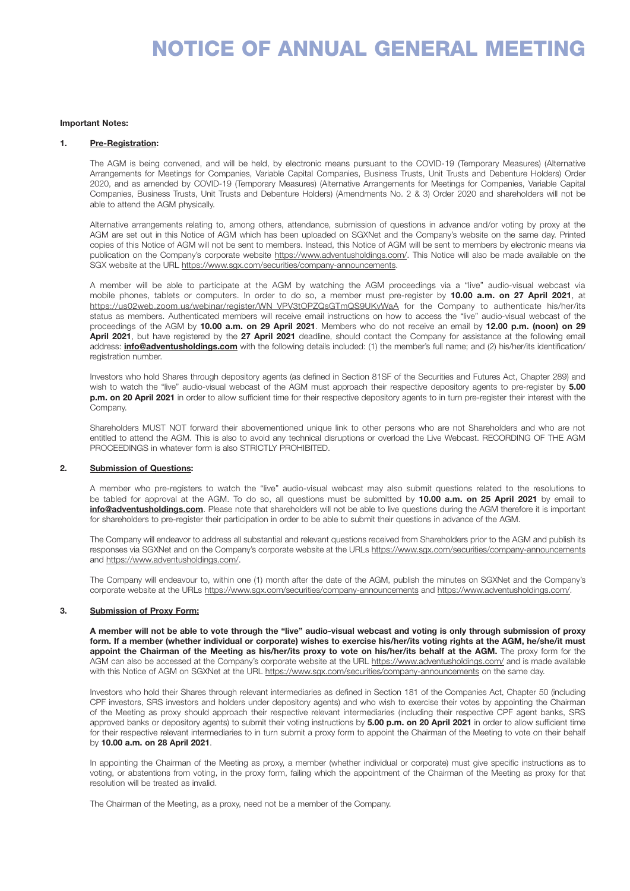# NOTICE OF ANNUAL GENERAL MEETING

**Important Notes:**

**1. Pre-Registration:**

The AGM is being convened, and will be held, by electronic means pursuant to the COVID-19 (Temporary Measures) (Alternative Arrangements for Meetings for Companies, Variable Capital Companies, Business Trusts, Unit Trusts and Debenture Holders) Order 2020, and as amended by COVID-19 (Temporary Measures) (Alternative Arrangements for Meetings for Companies, Variable Capital Companies, Business Trusts, Unit Trusts and Debenture Holders) (Amendments No. 2 & 3) Order 2020 and shareholders will not be able to attend the AGM physically.

Alternative arrangements relating to, among others, attendance, submission of questions in advance and/or voting by proxy at the AGM are set out in this Notice of AGM which has been uploaded on SGXNet and the Company's website on the same day. Printed copies of this Notice of AGM will not be sent to members. Instead, this Notice of AGM will be sent to members by electronic means via publication on the Company's corporate website https://www.adventusholdings.com/. This Notice will also be made available on the SGX website at the URL https://www.sgx.com/securities/company-announcements.

A member will be able to participate at the AGM by watching the AGM proceedings via a "live" audio-visual webcast via mobile phones, tablets or computers. In order to do so, a member must pre-register by **10.00 a.m. on 27 April 2021**, at https://us02web.zoom.us/webinar/register/WN_VPV3tOPZQsGTmQS9UKvWaA for the Company to authenticate his/her/its status as members. Authenticated members will receive email instructions on how to access the "live" audio-visual webcast of the proceedings of the AGM by **10.00 a.m. on 29 April 2021**. Members who do not receive an email by **12.00 p.m. (noon) on 29 April 2021**, but have registered by the **27 April 2021** deadline, should contact the Company for assistance at the following email address: **info@adventusholdings.com** with the following details included: (1) the member's full name; and (2) his/her/its identification/ registration number.

Investors who hold Shares through depository agents (as defined in Section 81SF of the Securities and Futures Act, Chapter 289) and wish to watch the "live" audio-visual webcast of the AGM must approach their respective depository agents to pre-register by **5.00 p.m. on 20 April 2021** in order to allow sufficient time for their respective depository agents to in turn pre-register their interest with the Company.

Shareholders MUST NOT forward their abovementioned unique link to other persons who are not Shareholders and who are not entitled to attend the AGM. This is also to avoid any technical disruptions or overload the Live Webcast. RECORDING OF THE AGM PROCEEDINGS in whatever form is also STRICTLY PROHIBITED.

**2. Submission of Questions:**

A member who pre-registers to watch the "live" audio-visual webcast may also submit questions related to the resolutions to be tabled for approval at the AGM. To do so, all questions must be submitted by **10.00 a.m. on 25 April 2021** by email to **info@adventusholdings.com**. Please note that shareholders will not be able to live questions during the AGM therefore it is important for shareholders to pre-register their participation in order to be able to submit their questions in advance of the AGM.

The Company will endeavor to address all substantial and relevant questions received from Shareholders prior to the AGM and publish its responses via SGXNet and on the Company's corporate website at the URLs https://www.sgx.com/securities/company-announcements and https://www.adventusholdings.com/.

The Company will endeavour to, within one (1) month after the date of the AGM, publish the minutes on SGXNet and the Company's corporate website at the URLs https://www.sgx.com/securities/company-announcements and https://www.adventusholdings.com/.

**3. Submission of Proxy Form:**

**A member will not be able to vote through the "live" audio-visual webcast and voting is only through submission of proxy form. If a member (whether individual or corporate) wishes to exercise his/her/its voting rights at the AGM, he/she/it must appoint the Chairman of the Meeting as his/her/its proxy to vote on his/her/its behalf at the AGM.** The proxy form for the AGM can also be accessed at the Company's corporate website at the URL https://www.adventusholdings.com/ and is made available with this Notice of AGM on SGXNet at the URL https://www.sgx.com/securities/company-announcements on the same day.

Investors who hold their Shares through relevant intermediaries as defined in Section 181 of the Companies Act, Chapter 50 (including CPF investors, SRS investors and holders under depository agents) and who wish to exercise their votes by appointing the Chairman of the Meeting as proxy should approach their respective relevant intermediaries (including their respective CPF agent banks, SRS approved banks or depository agents) to submit their voting instructions by **5.00 p.m. on 20 April 2021** in order to allow sufficient time for their respective relevant intermediaries to in turn submit a proxy form to appoint the Chairman of the Meeting to vote on their behalf by **10.00 a.m. on 28 April 2021**.

In appointing the Chairman of the Meeting as proxy, a member (whether individual or corporate) must give specific instructions as to voting, or abstentions from voting, in the proxy form, failing which the appointment of the Chairman of the Meeting as proxy for that resolution will be treated as invalid.

The Chairman of the Meeting, as a proxy, need not be a member of the Company.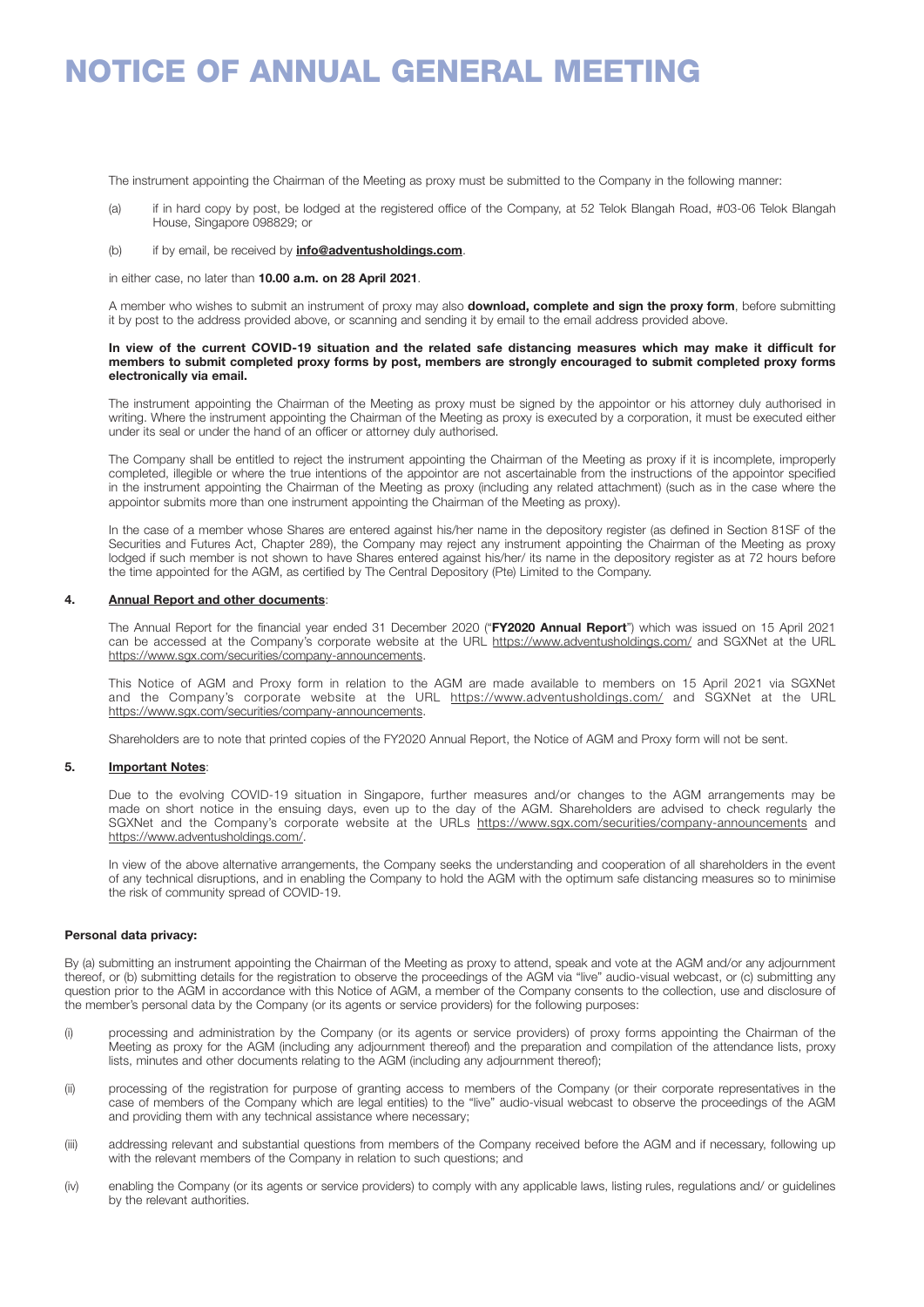# NOTICE OF ANNUAL GENERAL MEETING

The instrument appointing the Chairman of the Meeting as proxy must be submitted to the Company in the following manner:

(a) if in hard copy by post, be lodged at the registered office of the Company, at 52 Telok Blangah Road, #03-06 Telok Blangah House, Singapore 098829; or

(b) if by email, be received by **info@adventusholdings.com**.

in either case, no later than **10.00 a.m. on 28 April 2021**.

A member who wishes to submit an instrument of proxy may also **download, complete and sign the proxy form**, before submitting it by post to the address provided above, or scanning and sending it by email to the email address provided above.

**In view of the current COVID-19 situation and the related safe distancing measures which may make it difficult for members to submit completed proxy forms by post, members are strongly encouraged to submit completed proxy forms electronically via email.**

The instrument appointing the Chairman of the Meeting as proxy must be signed by the appointor or his attorney duly authorised in writing. Where the instrument appointing the Chairman of the Meeting as proxy is executed by a corporation, it must be executed either under its seal or under the hand of an officer or attorney duly authorised.

The Company shall be entitled to reject the instrument appointing the Chairman of the Meeting as proxy if it is incomplete, improperly completed, illegible or where the true intentions of the appointor are not ascertainable from the instructions of the appointor specified in the instrument appointing the Chairman of the Meeting as proxy (including any related attachment) (such as in the case where the appointor submits more than one instrument appointing the Chairman of the Meeting as proxy).

In the case of a member whose Shares are entered against his/her name in the depository register (as defined in Section 81SF of the Securities and Futures Act, Chapter 289), the Company may reject any instrument appointing the Chairman of the Meeting as proxy lodged if such member is not shown to have Shares entered against his/her/ its name in the depository register as at 72 hours before the time appointed for the AGM, as certified by The Central Depository (Pte) Limited to the Company.

**4. Annual Report and other documents**:

The Annual Report for the financial year ended 31 December 2020 ("**FY2020 Annual Report**") which was issued on 15 April 2021 can be accessed at the Company's corporate website at the URL https://www.adventusholdings.com/ and SGXNet at the URL https://www.sgx.com/securities/company-announcements.

This Notice of AGM and Proxy form in relation to the AGM are made available to members on 15 April 2021 via SGXNet and the Company's corporate website at the URL https://www.adventusholdings.com/ and SGXNet at the URL https://www.sgx.com/securities/company-announcements.

Shareholders are to note that printed copies of the FY2020 Annual Report, the Notice of AGM and Proxy form will not be sent.

**5. Important Notes**:

Due to the evolving COVID-19 situation in Singapore, further measures and/or changes to the AGM arrangements may be made on short notice in the ensuing days, even up to the day of the AGM. Shareholders are advised to check regularly the SGXNet and the Company's corporate website at the URLs https://www.sgx.com/securities/company-announcements and https://www.adventusholdings.com/.

In view of the above alternative arrangements, the Company seeks the understanding and cooperation of all shareholders in the event of any technical disruptions, and in enabling the Company to hold the AGM with the optimum safe distancing measures so to minimise the risk of community spread of COVID-19.

**Personal data privacy:**

By (a) submitting an instrument appointing the Chairman of the Meeting as proxy to attend, speak and vote at the AGM and/or any adjournment thereof, or (b) submitting details for the registration to observe the proceedings of the AGM via "live" audio-visual webcast, or (c) submitting any question prior to the AGM in accordance with this Notice of AGM, a member of the Company consents to the collection, use and disclosure of the member's personal data by the Company (or its agents or service providers) for the following purposes:

(i) processing and administration by the Company (or its agents or service providers) of proxy forms appointing the Chairman of the Meeting as proxy for the AGM (including any adjournment thereof) and the preparation and compilation of the attendance lists, proxy lists, minutes and other documents relating to the AGM (including any adjournment thereof);

(ii) processing of the registration for purpose of granting access to members of the Company (or their corporate representatives in the case of members of the Company which are legal entities) to the "live" audio-visual webcast to observe the proceedings of the AGM and providing them with any technical assistance where necessary;

(iii) addressing relevant and substantial questions from members of the Company received before the AGM and if necessary, following up with the relevant members of the Company in relation to such questions; and

(iv) enabling the Company (or its agents or service providers) to comply with any applicable laws, listing rules, regulations and/ or guidelines by the relevant authorities.